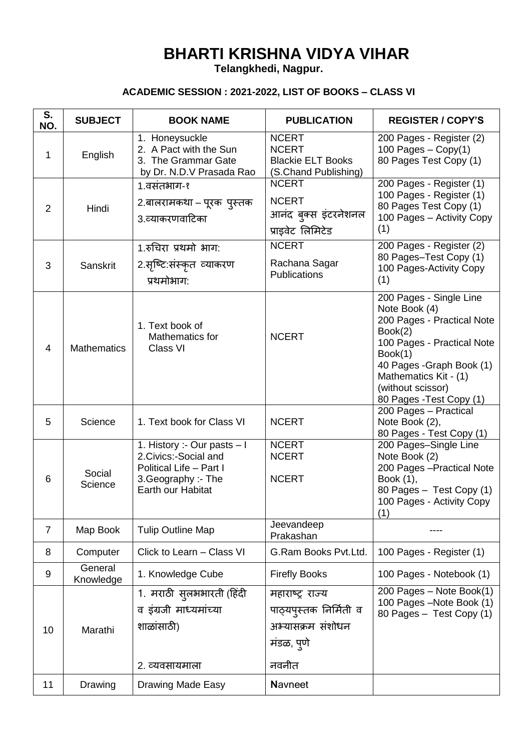# BHARTI KRISHNA VIDYA VIHAR

**Telangkhedi, Nagpur.**

**ACADEMIC SESSION : 2021-2022, LIST OF BOOKS – CLASS VI**

| S. NO. | SUBJECT | BOOK NAME | PUBLICATION | REGISTER / COPY'S |
|---|---|---|---|---|
| 1 | English | 1. Honeysuckle<br>2. A Pact with the Sun<br>3. The Grammar Gate by Dr. N.D.V Prasada Rao | NCERT<br>NCERT<br>Blackie ELT Books (S.Chand Publishing) | 200 Pages - Register (2)<br>100 Pages – Copy(1)<br>80 Pages Test Copy (1) |
| 2 | Hindi | 1.वसंतभाग-१<br>2.बालरामकथा – पूरक पुस्तक<br>3.व्याकरणवाटिका | NCERT<br>NCERT<br>आनंद बुक्स इंटरनेशनल प्राइवेट लिमिटेड | 200 Pages - Register (1)<br>100 Pages - Register (1)<br>80 Pages Test Copy (1)<br>100 Pages – Activity Copy (1) |
| 3 | Sanskrit | 1.रुचिरा प्रथमो भाग:<br>2.सृष्टि:संस्कृत व्याकरण प्रथमोभाग: | NCERT<br>Rachana Sagar Publications | 200 Pages - Register (2)<br>80 Pages–Test Copy (1)<br>100 Pages-Activity Copy (1) |
| 4 | Mathematics | 1. Text book of Mathematics for Class VI | NCERT | 200 Pages - Single Line Note Book (4)<br>200 Pages - Practical Note Book(2)<br>100 Pages - Practical Note Book(1)<br>40 Pages -Graph Book (1)<br>Mathematics Kit - (1) (without scissor)<br>80 Pages -Test Copy (1) |
| 5 | Science | 1. Text book for Class VI | NCERT | 200 Pages – Practical Note Book (2),<br>80 Pages - Test Copy (1) |
| 6 | Social Science | 1. History :- Our pasts – I<br>2.Civics:-Social and Political Life – Part I<br>3.Geography :- The Earth our Habitat | NCERT<br>NCERT<br>NCERT | 200 Pages–Single Line Note Book (2)<br>200 Pages –Practical Note Book (1),<br>80 Pages – Test Copy (1)<br>100 Pages - Activity Copy (1) |
| 7 | Map Book | Tulip Outline Map | Jeevandeep Prakashan | ---- |
| 8 | Computer | Click to Learn – Class VI | G.Ram Books Pvt.Ltd. | 100 Pages - Register (1) |
| 9 | General Knowledge | 1. Knowledge Cube | Firefly Books | 100 Pages - Notebook (1) |
| 10 | Marathi | 1. मराठी सुलभभारती (हिंदी व इंग्रजी माध्यमांच्या शाळांसाठी)<br>2. व्यवसायमाला | महाराष्ट्र राज्य पाठ्यपुस्तक निर्मिती व अभ्यासक्रम संशोधन मंडळ, पुणे<br>नवनीत | 200 Pages – Note Book(1)<br>100 Pages –Note Book (1)<br>80 Pages – Test Copy (1) |
| 11 | Drawing | Drawing Made Easy | **N**avneet | |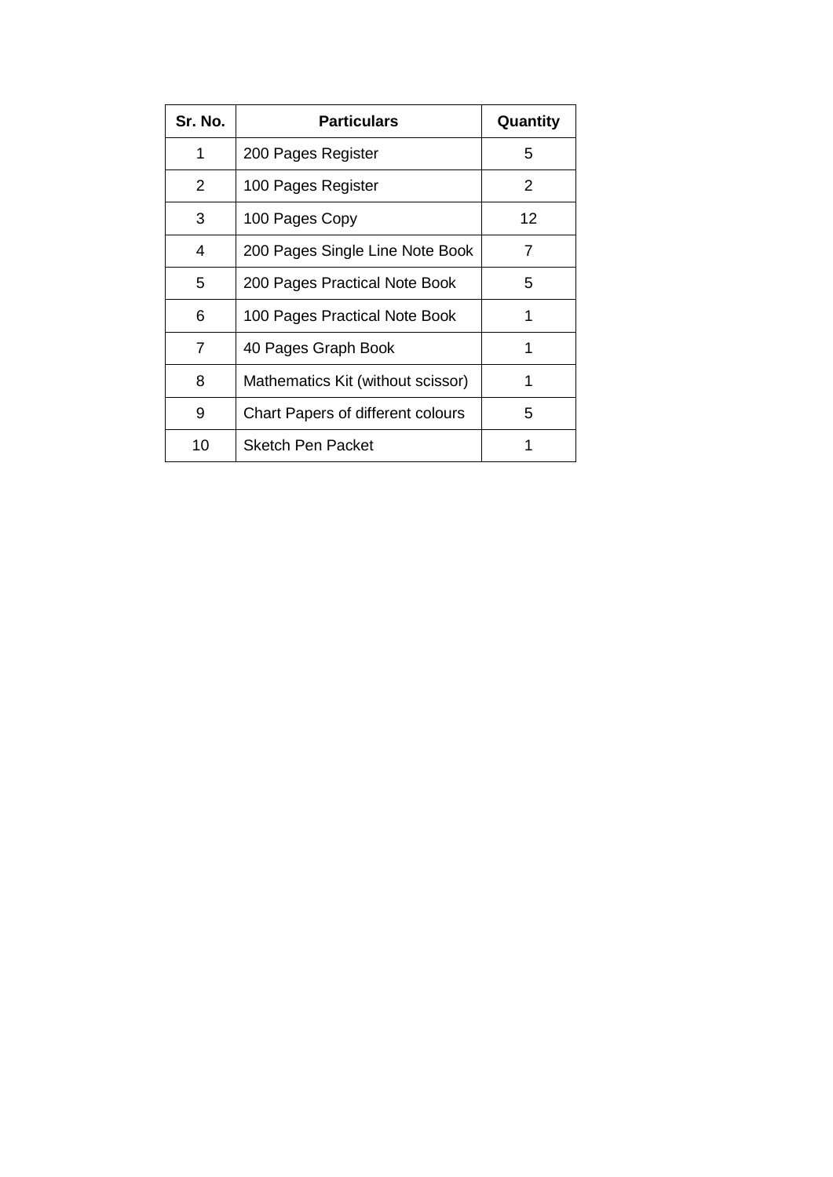| Sr. No. | Particulars | Quantity |
|---|---|---|
| 1 | 200 Pages Register | 5 |
| 2 | 100 Pages Register | 2 |
| 3 | 100 Pages Copy | 12 |
| 4 | 200 Pages Single Line Note Book | 7 |
| 5 | 200 Pages Practical Note Book | 5 |
| 6 | 100 Pages Practical Note Book | 1 |
| 7 | 40 Pages Graph Book | 1 |
| 8 | Mathematics Kit (without scissor) | 1 |
| 9 | Chart Papers of different colours | 5 |
| 10 | Sketch Pen Packet | 1 |